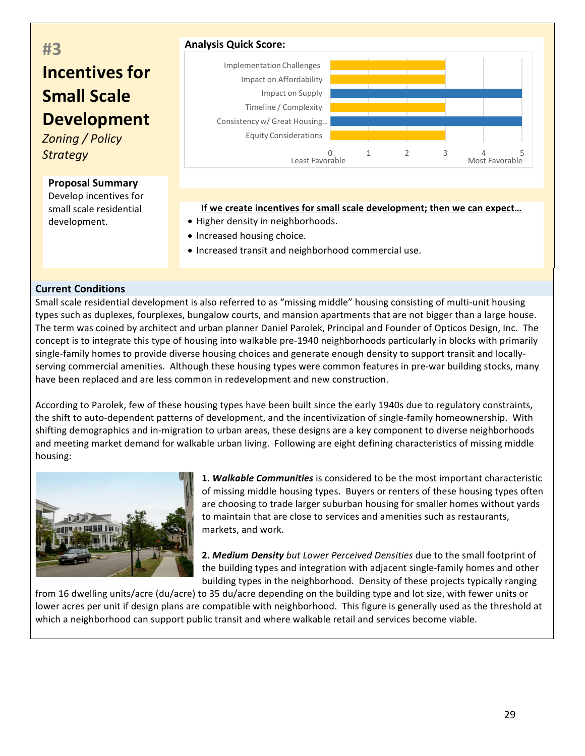# #3

# Incentives for Small Scale Development

*Zoning / Policy Strategy*

**Analysis Quick Score:**

| Criterion | Score (0 = Least Favorable, 5 = Most Favorable) |
|---|---|
| Implementation Challenges | 3 |
| Impact on Affordability | 3 |
| Impact on Supply | 5 |
| Timeline / Complexity | 3 |
| Consistency w/ Great Housing... | 5 |
| Equity Considerations | 3 |

**Proposal Summary**

Develop incentives for small scale residential development.

**If we create incentives for small scale development; then we can expect…**

- Higher density in neighborhoods.
- Increased housing choice.
- Increased transit and neighborhood commercial use.

## Current Conditions

Small scale residential development is also referred to as "missing middle" housing consisting of multi-unit housing types such as duplexes, fourplexes, bungalow courts, and mansion apartments that are not bigger than a large house. The term was coined by architect and urban planner Daniel Parolek, Principal and Founder of Opticos Design, Inc. The concept is to integrate this type of housing into walkable pre-1940 neighborhoods particularly in blocks with primarily single-family homes to provide diverse housing choices and generate enough density to support transit and locally-serving commercial amenities. Although these housing types were common features in pre-war building stocks, many have been replaced and are less common in redevelopment and new construction.

According to Parolek, few of these housing types have been built since the early 1940s due to regulatory constraints, the shift to auto-dependent patterns of development, and the incentivization of single-family homeownership. With shifting demographics and in-migration to urban areas, these designs are a key component to diverse neighborhoods and meeting market demand for walkable urban living. Following are eight defining characteristics of missing middle housing:

**1. *Walkable Communities*** is considered to be the most important characteristic of missing middle housing types. Buyers or renters of these housing types often are choosing to trade larger suburban housing for smaller homes without yards to maintain that are close to services and amenities such as restaurants, markets, and work.

**2. *Medium Density*** *but Lower Perceived Densities* due to the small footprint of the building types and integration with adjacent single-family homes and other building types in the neighborhood. Density of these projects typically ranging from 16 dwelling units/acre (du/acre) to 35 du/acre depending on the building type and lot size, with fewer units or lower acres per unit if design plans are compatible with neighborhood. This figure is generally used as the threshold at which a neighborhood can support public transit and where walkable retail and services become viable.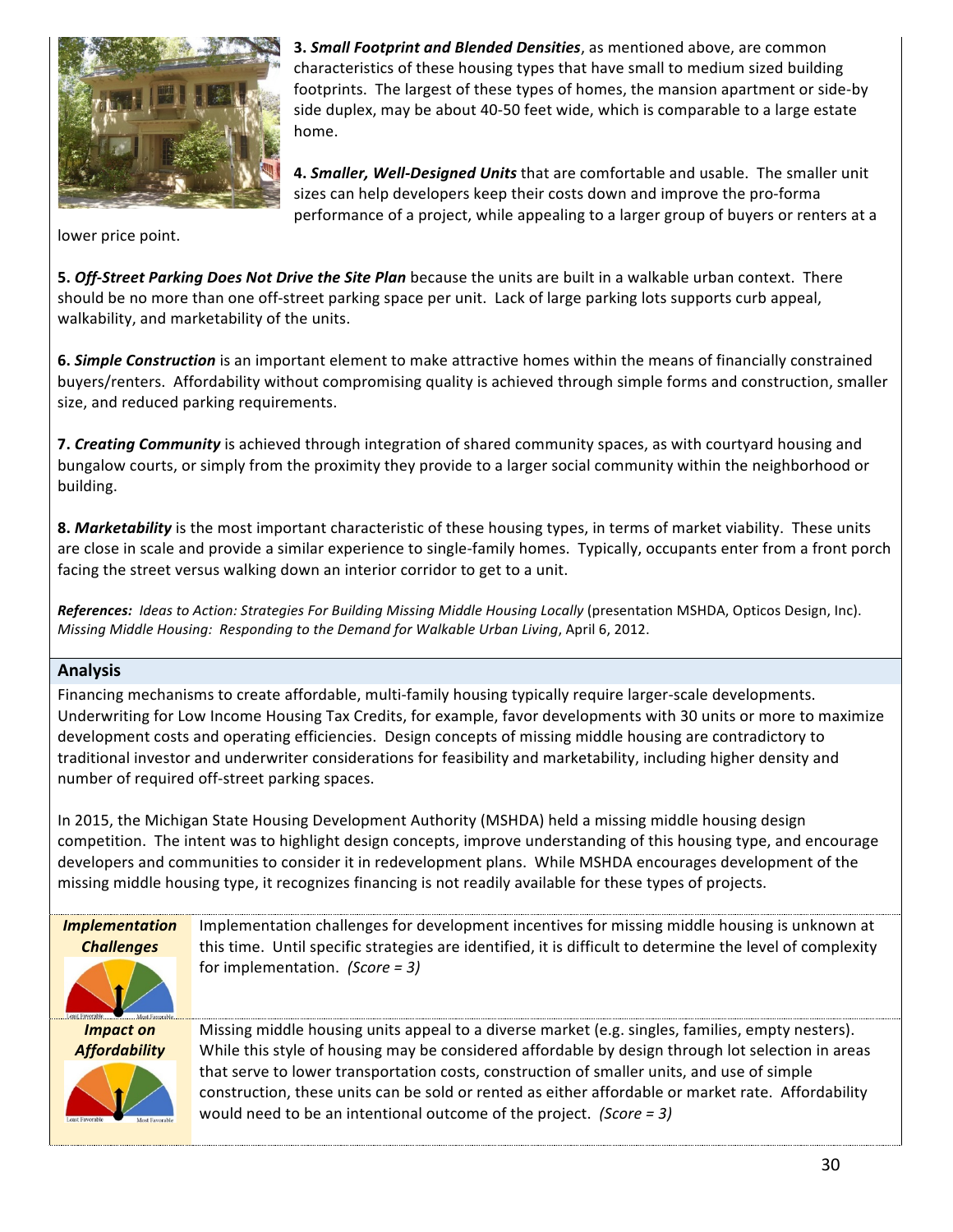**3. *Small Footprint and Blended Densities***, as mentioned above, are common characteristics of these housing types that have small to medium sized building footprints. The largest of these types of homes, the mansion apartment or side-by side duplex, may be about 40-50 feet wide, which is comparable to a large estate home.

**4. *Smaller, Well-Designed Units*** that are comfortable and usable. The smaller unit sizes can help developers keep their costs down and improve the pro-forma performance of a project, while appealing to a larger group of buyers or renters at a lower price point.

**5. *Off-Street Parking Does Not Drive the Site Plan*** because the units are built in a walkable urban context. There should be no more than one off-street parking space per unit. Lack of large parking lots supports curb appeal, walkability, and marketability of the units.

**6. *Simple Construction*** is an important element to make attractive homes within the means of financially constrained buyers/renters. Affordability without compromising quality is achieved through simple forms and construction, smaller size, and reduced parking requirements.

**7. *Creating Community*** is achieved through integration of shared community spaces, as with courtyard housing and bungalow courts, or simply from the proximity they provide to a larger social community within the neighborhood or building.

**8. *Marketability*** is the most important characteristic of these housing types, in terms of market viability. These units are close in scale and provide a similar experience to single-family homes. Typically, occupants enter from a front porch facing the street versus walking down an interior corridor to get to a unit.

***References:*** *Ideas to Action: Strategies For Building Missing Middle Housing Locally* (presentation MSHDA, Opticos Design, Inc). *Missing Middle Housing: Responding to the Demand for Walkable Urban Living*, April 6, 2012.

## Analysis

Financing mechanisms to create affordable, multi-family housing typically require larger-scale developments. Underwriting for Low Income Housing Tax Credits, for example, favor developments with 30 units or more to maximize development costs and operating efficiencies. Design concepts of missing middle housing are contradictory to traditional investor and underwriter considerations for feasibility and marketability, including higher density and number of required off-street parking spaces.

In 2015, the Michigan State Housing Development Authority (MSHDA) held a missing middle housing design competition. The intent was to highlight design concepts, improve understanding of this housing type, and encourage developers and communities to consider it in redevelopment plans. While MSHDA encourages development of the missing middle housing type, it recognizes financing is not readily available for these types of projects.

***Implementation Challenges***

Implementation challenges for development incentives for missing middle housing is unknown at this time. Until specific strategies are identified, it is difficult to determine the level of complexity for implementation. *(Score = 3)*

***Impact on Affordability***

Missing middle housing units appeal to a diverse market (e.g. singles, families, empty nesters). While this style of housing may be considered affordable by design through lot selection in areas that serve to lower transportation costs, construction of smaller units, and use of simple construction, these units can be sold or rented as either affordable or market rate. Affordability would need to be an intentional outcome of the project. *(Score = 3)*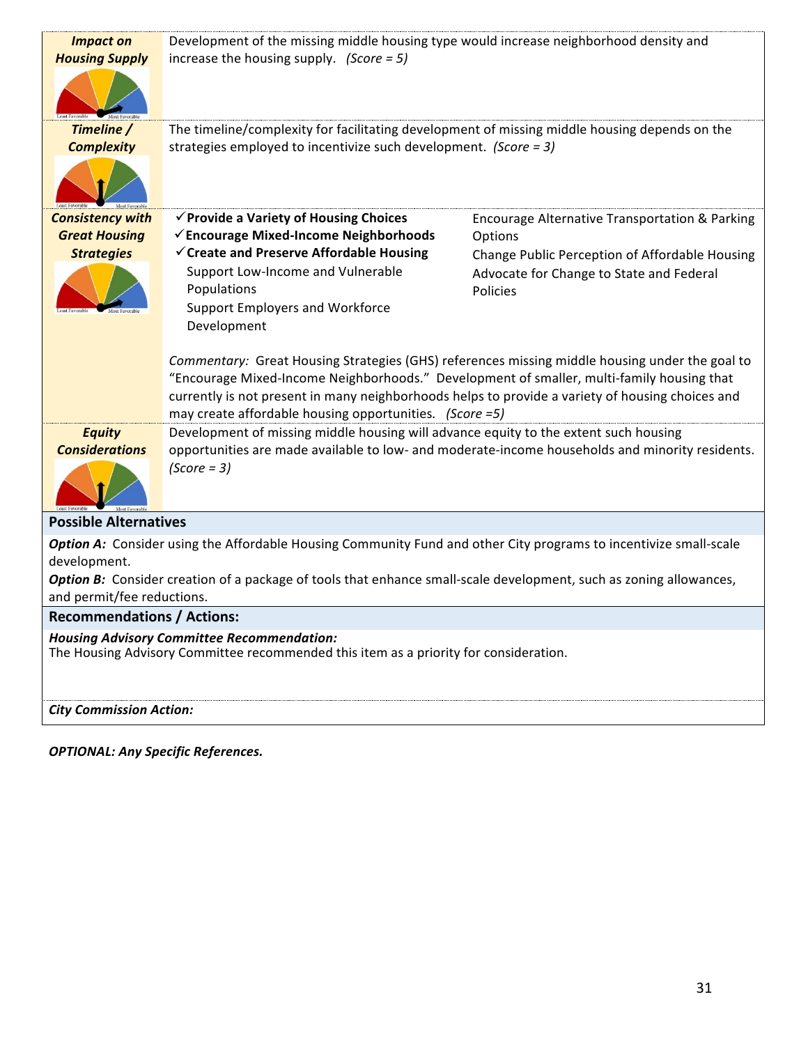| | |
|---|---|
| ***Impact on Housing Supply*** | Development of the missing middle housing type would increase neighborhood density and increase the housing supply. *(Score = 5)* |
| ***Timeline / Complexity*** | The timeline/complexity for facilitating development of missing middle housing depends on the strategies employed to incentivize such development. *(Score = 3)* |
| ***Consistency with Great Housing Strategies*** | ✓**Provide a Variety of Housing Choices**<br>✓**Encourage Mixed-Income Neighborhoods**<br>✓**Create and Preserve Affordable Housing**<br>Support Low-Income and Vulnerable Populations<br>Support Employers and Workforce Development<br>Encourage Alternative Transportation & Parking Options<br>Change Public Perception of Affordable Housing<br>Advocate for Change to State and Federal Policies<br><br>*Commentary:* Great Housing Strategies (GHS) references missing middle housing under the goal to "Encourage Mixed-Income Neighborhoods." Development of smaller, multi-family housing that currently is not present in many neighborhoods helps to provide a variety of housing choices and may create affordable housing opportunities. *(Score =5)* |
| ***Equity Considerations*** | Development of missing middle housing will advance equity to the extent such housing opportunities are made available to low- and moderate-income households and minority residents. *(Score = 3)* |

**Possible Alternatives**

***Option A:*** Consider using the Affordable Housing Community Fund and other City programs to incentivize small-scale development.

***Option B:*** Consider creation of a package of tools that enhance small-scale development, such as zoning allowances, and permit/fee reductions.

**Recommendations / Actions:**

***Housing Advisory Committee Recommendation:***
The Housing Advisory Committee recommended this item as a priority for consideration.

***City Commission Action:***

***OPTIONAL: Any Specific References.***